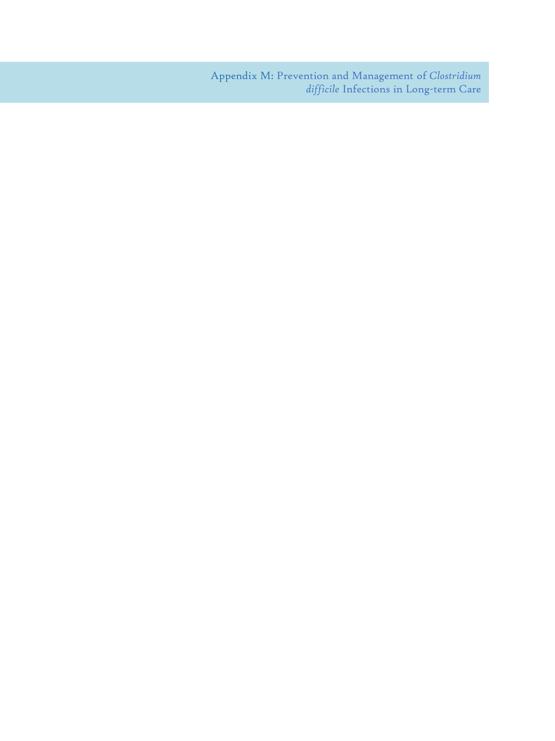# Appendix M: Prevention and Management of *Clostridium difficile* Infections in Long-term Care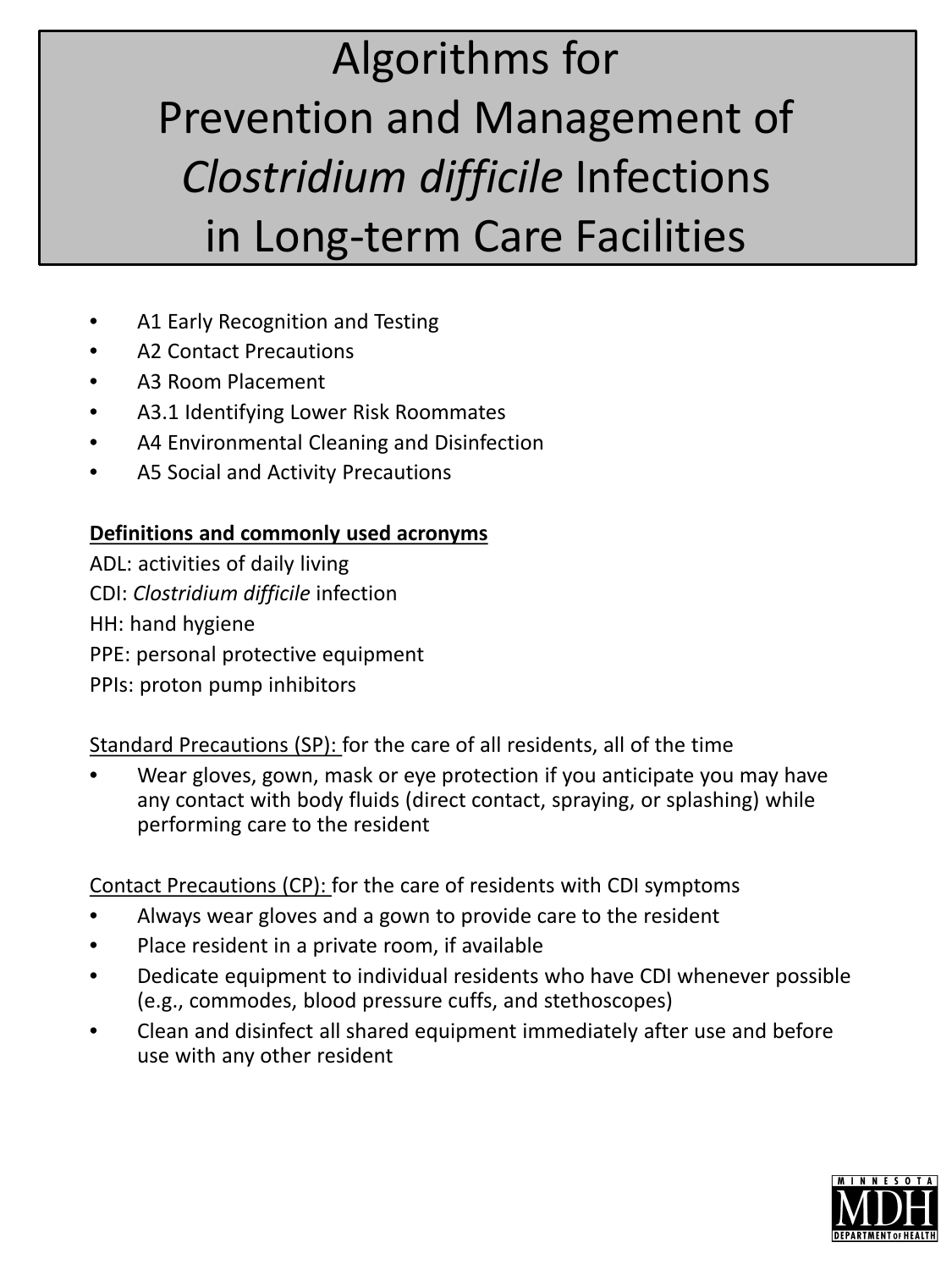# Algorithms for Prevention and Management of *Clostridium difficile* Infections in Long-term Care Facilities

- A1 Early Recognition and Testing
- A2 Contact Precautions
- A3 Room Placement
- A3.1 Identifying Lower Risk Roommates
- A4 Environmental Cleaning and Disinfection
- A5 Social and Activity Precautions

**Definitions and commonly used acronyms**

ADL: activities of daily living
CDI: *Clostridium difficile* infection
HH: hand hygiene
PPE: personal protective equipment
PPIs: proton pump inhibitors

Standard Precautions (SP): for the care of all residents, all of the time

- Wear gloves, gown, mask or eye protection if you anticipate you may have any contact with body fluids (direct contact, spraying, or splashing) while performing care to the resident

Contact Precautions (CP): for the care of residents with CDI symptoms

- Always wear gloves and a gown to provide care to the resident
- Place resident in a private room, if available
- Dedicate equipment to individual residents who have CDI whenever possible (e.g., commodes, blood pressure cuffs, and stethoscopes)
- Clean and disinfect all shared equipment immediately after use and before use with any other resident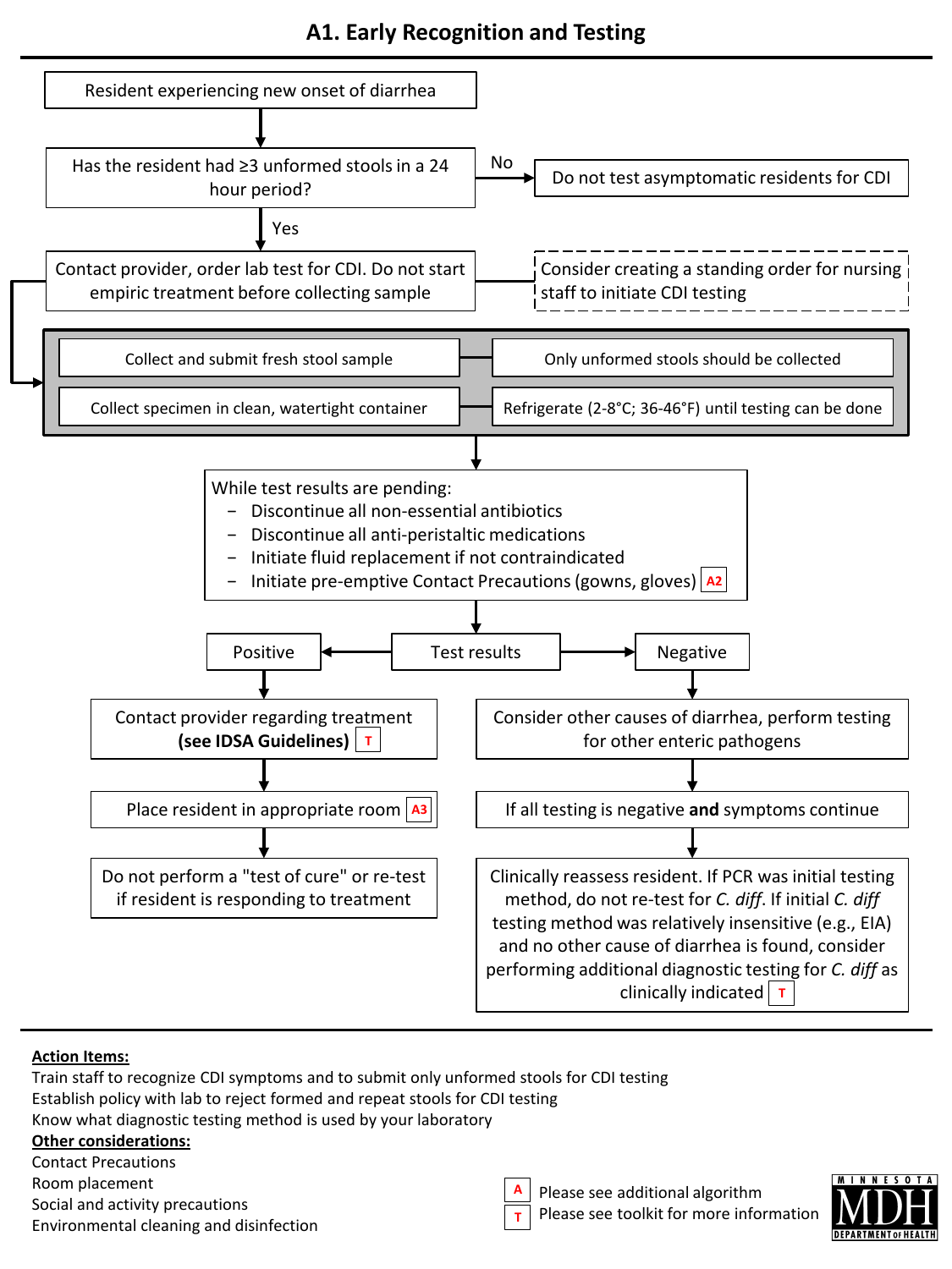# A1. Early Recognition and Testing

Resident experiencing new onset of diarrhea

↓

Has the resident had ≥3 unformed stools in a 24 hour period?

- **No** → Do not test asymptomatic residents for CDI
- **Yes** ↓

Contact provider, order lab test for CDI. Do not start empiric treatment before collecting sample

- Consider creating a standing order for nursing staff to initiate CDI testing

↓

- Collect and submit fresh stool sample — Only unformed stools should be collected
- Collect specimen in clean, watertight container — Refrigerate (2-8°C; 36-46°F) until testing can be done

↓

While test results are pending:

- Discontinue all non-essential antibiotics
- Discontinue all anti-peristaltic medications
- Initiate fluid replacement if not contraindicated
- Initiate pre-emptive Contact Precautions (gowns, gloves) [A2]

↓

Test results

**Positive:**

1. Contact provider regarding treatment **(see IDSA Guidelines)** [T]
2. Place resident in appropriate room [A3]
3. Do not perform a "test of cure" or re-test if resident is responding to treatment

**Negative:**

1. Consider other causes of diarrhea, perform testing for other enteric pathogens
2. If all testing is negative **and** symptoms continue
3. Clinically reassess resident. If PCR was initial testing method, do not re-test for *C. diff*. If initial *C. diff* testing method was relatively insensitive (e.g., EIA) and no other cause of diarrhea is found, consider performing additional diagnostic testing for *C. diff* as clinically indicated [T]

**Action Items:**

Train staff to recognize CDI symptoms and to submit only unformed stools for CDI testing
Establish policy with lab to reject formed and repeat stools for CDI testing
Know what diagnostic testing method is used by your laboratory

**Other considerations:**

Contact Precautions
Room placement
Social and activity precautions
Environmental cleaning and disinfection

[A] Please see additional algorithm
[T] Please see toolkit for more information

MINNESOTA MDH DEPARTMENT of HEALTH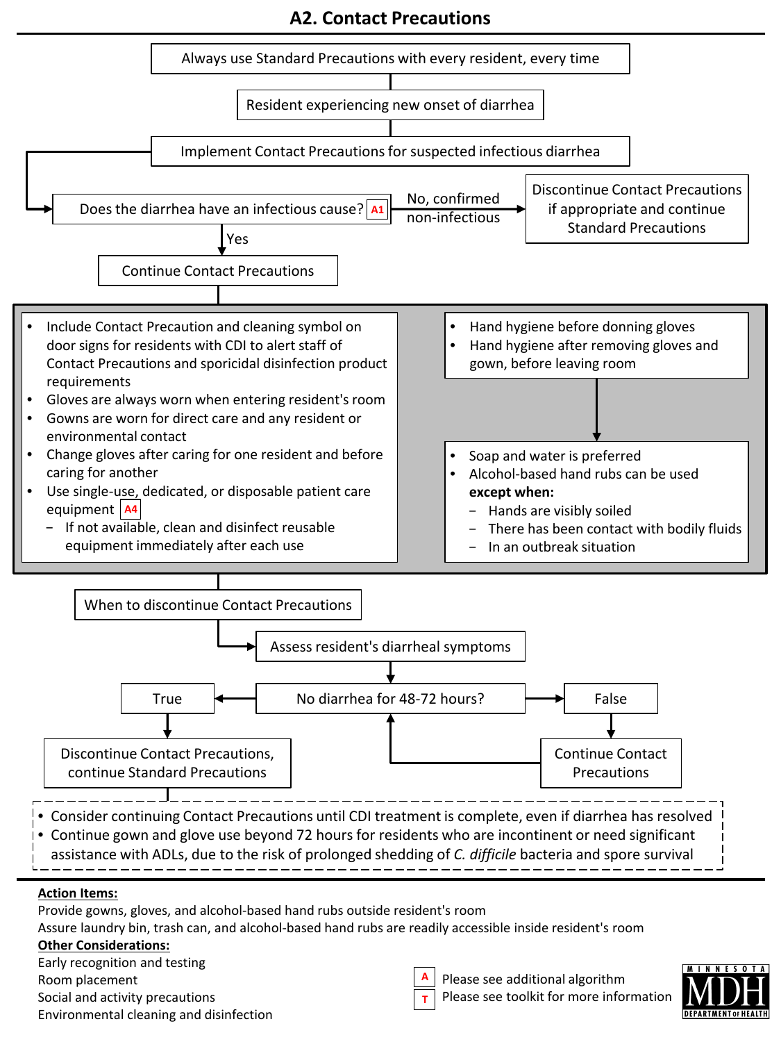# A2. Contact Precautions

Always use Standard Precautions with every resident, every time

Resident experiencing new onset of diarrhea

Implement Contact Precautions for suspected infectious diarrhea

Does the diarrhea have an infectious cause? [A1]

- No, confirmed non-infectious → Discontinue Contact Precautions if appropriate and continue Standard Precautions
- Yes → Continue Contact Precautions

- Include Contact Precaution and cleaning symbol on door signs for residents with CDI to alert staff of Contact Precautions and sporicidal disinfection product requirements
- Gloves are always worn when entering resident's room
- Gowns are worn for direct care and any resident or environmental contact
- Change gloves after caring for one resident and before caring for another
- Use single-use, dedicated, or disposable patient care equipment [A4]
  - If not available, clean and disinfect reusable equipment immediately after each use

- Hand hygiene before donning gloves
- Hand hygiene after removing gloves and gown, before leaving room

- Soap and water is preferred
- Alcohol-based hand rubs can be used **except when:**
  - Hands are visibly soiled
  - There has been contact with bodily fluids
  - In an outbreak situation

When to discontinue Contact Precautions

Assess resident's diarrheal symptoms

No diarrhea for 48-72 hours?

- True → Discontinue Contact Precautions, continue Standard Precautions
- False → Continue Contact Precautions → (return to "No diarrhea for 48-72 hours?")

- Consider continuing Contact Precautions until CDI treatment is complete, even if diarrhea has resolved
- Continue gown and glove use beyond 72 hours for residents who are incontinent or need significant assistance with ADLs, due to the risk of prolonged shedding of *C. difficile* bacteria and spore survival

**Action Items:**

Provide gowns, gloves, and alcohol-based hand rubs outside resident's room

Assure laundry bin, trash can, and alcohol-based hand rubs are readily accessible inside resident's room

**Other Considerations:**

Early recognition and testing

Room placement

Social and activity precautions

Environmental cleaning and disinfection

[A] Please see additional algorithm

[T] Please see toolkit for more information

MINNESOTA MDH DEPARTMENT of HEALTH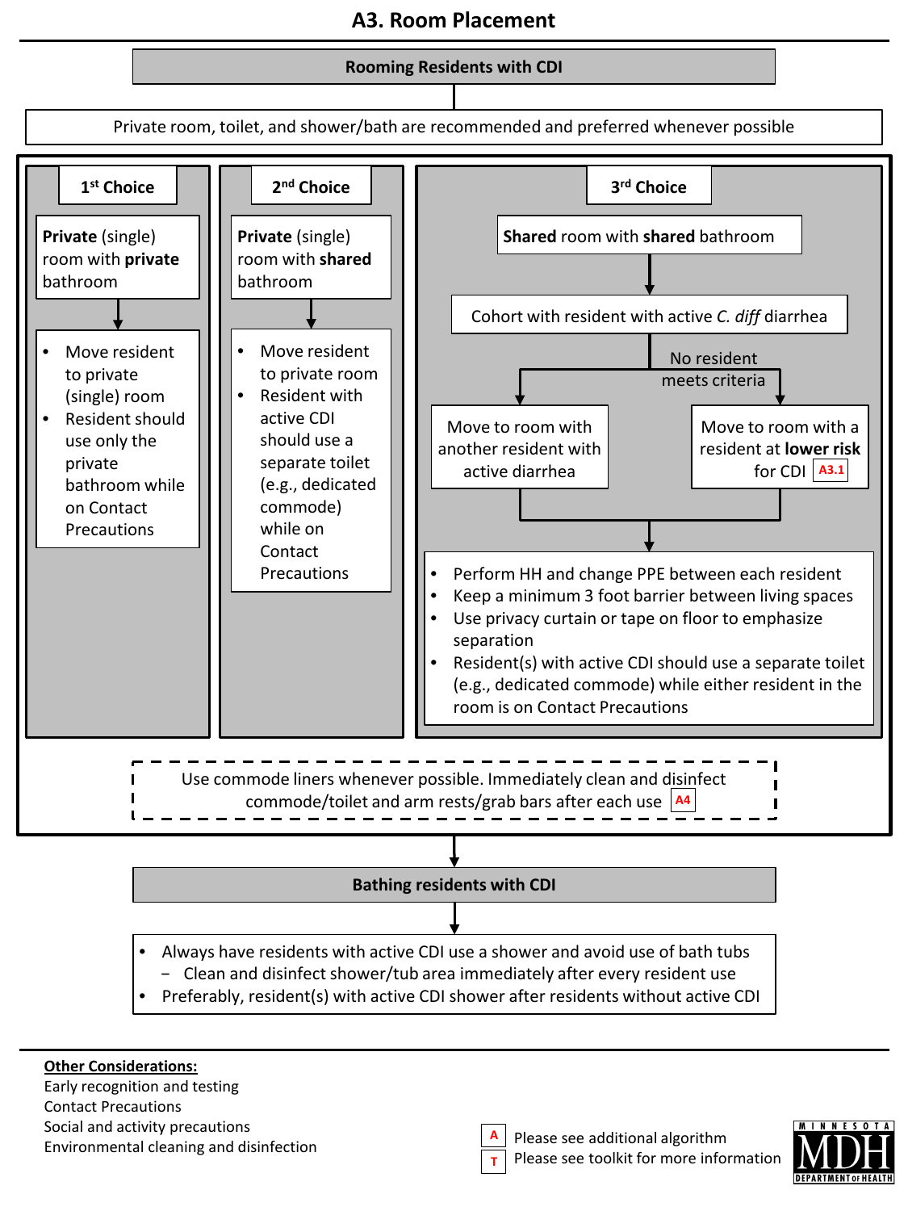# A3. Room Placement

## Rooming Residents with CDI

Private room, toilet, and shower/bath are recommended and preferred whenever possible

### 1st Choice

**Private** (single) room with **private** bathroom

- Move resident to private (single) room
- Resident should use only the private bathroom while on Contact Precautions

### 2nd Choice

**Private** (single) room with **shared** bathroom

- Move resident to private room
- Resident with active CDI should use a separate toilet (e.g., dedicated commode) while on Contact Precautions

### 3rd Choice

**Shared** room with **shared** bathroom

Cohort with resident with active *C. diff* diarrhea

- Move to room with another resident with active diarrhea
- No resident meets criteria: Move to room with a resident at **lower risk** for CDI (A3.1)

Then:

- Perform HH and change PPE between each resident
- Keep a minimum 3 foot barrier between living spaces
- Use privacy curtain or tape on floor to emphasize separation
- Resident(s) with active CDI should use a separate toilet (e.g., dedicated commode) while either resident in the room is on Contact Precautions

Use commode liners whenever possible. Immediately clean and disinfect commode/toilet and arm rests/grab bars after each use (A4)

## Bathing residents with CDI

- Always have residents with active CDI use a shower and avoid use of bath tubs
  - Clean and disinfect shower/tub area immediately after every resident use
- Preferably, resident(s) with active CDI shower after residents without active CDI

**Other Considerations:**

Early recognition and testing
Contact Precautions
Social and activity precautions
Environmental cleaning and disinfection

A Please see additional algorithm
T Please see toolkit for more information

MINNESOTA MDH DEPARTMENT of HEALTH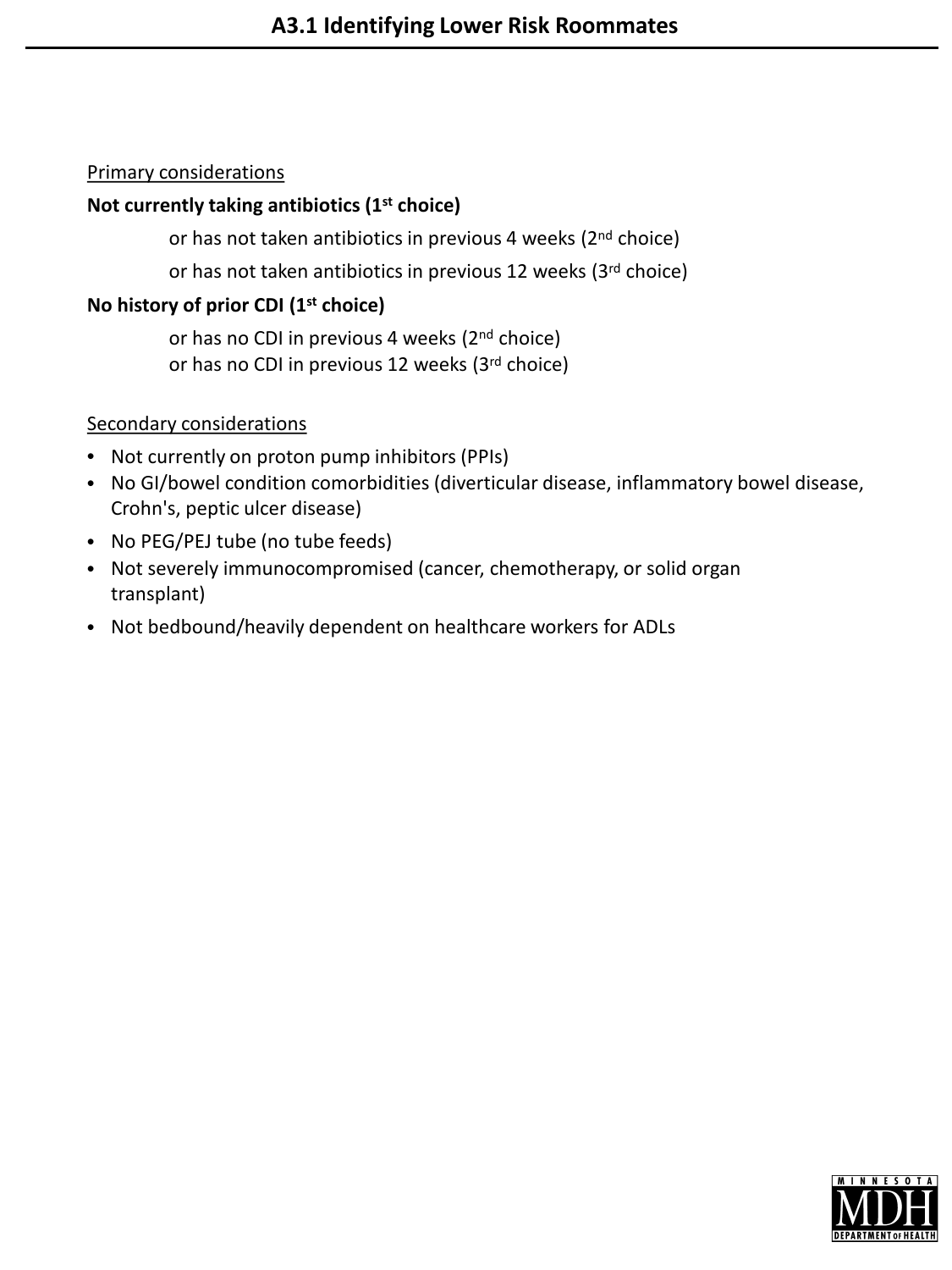# A3.1 Identifying Lower Risk Roommates

Primary considerations

**Not currently taking antibiotics (1st choice)**

or has not taken antibiotics in previous 4 weeks (2nd choice)

or has not taken antibiotics in previous 12 weeks (3rd choice)

**No history of prior CDI (1st choice)**

or has no CDI in previous 4 weeks (2nd choice)

or has no CDI in previous 12 weeks (3rd choice)

Secondary considerations

- Not currently on proton pump inhibitors (PPIs)
- No GI/bowel condition comorbidities (diverticular disease, inflammatory bowel disease, Crohn's, peptic ulcer disease)
- No PEG/PEJ tube (no tube feeds)
- Not severely immunocompromised (cancer, chemotherapy, or solid organ transplant)
- Not bedbound/heavily dependent on healthcare workers for ADLs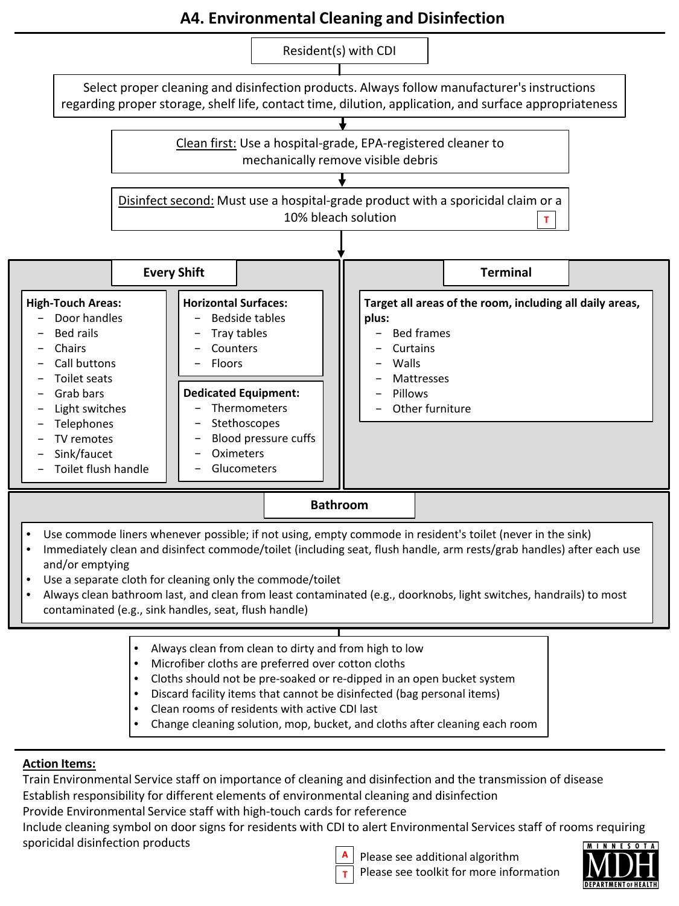# A4. Environmental Cleaning and Disinfection

Resident(s) with CDI

Select proper cleaning and disinfection products. Always follow manufacturer's instructions regarding proper storage, shelf life, contact time, dilution, application, and surface appropriateness

Clean first: Use a hospital-grade, EPA-registered cleaner to mechanically remove visible debris

Disinfect second: Must use a hospital-grade product with a sporicidal claim or a 10% bleach solution [T]

## Every Shift

**High-Touch Areas:**

- Door handles
- Bed rails
- Chairs
- Call buttons
- Toilet seats
- Grab bars
- Light switches
- Telephones
- TV remotes
- Sink/faucet
- Toilet flush handle

**Horizontal Surfaces:**

- Bedside tables
- Tray tables
- Counters
- Floors

**Dedicated Equipment:**

- Thermometers
- Stethoscopes
- Blood pressure cuffs
- Oximeters
- Glucometers

## Terminal

**Target all areas of the room, including all daily areas, plus:**

- Bed frames
- Curtains
- Walls
- Mattresses
- Pillows
- Other furniture

## Bathroom

- Use commode liners whenever possible; if not using, empty commode in resident's toilet (never in the sink)
- Immediately clean and disinfect commode/toilet (including seat, flush handle, arm rests/grab handles) after each use and/or emptying
- Use a separate cloth for cleaning only the commode/toilet
- Always clean bathroom last, and clean from least contaminated (e.g., doorknobs, light switches, handrails) to most contaminated (e.g., sink handles, seat, flush handle)

---

- Always clean from clean to dirty and from high to low
- Microfiber cloths are preferred over cotton cloths
- Cloths should not be pre-soaked or re-dipped in an open bucket system
- Discard facility items that cannot be disinfected (bag personal items)
- Clean rooms of residents with active CDI last
- Change cleaning solution, mop, bucket, and cloths after cleaning each room

**Action Items:**

Train Environmental Service staff on importance of cleaning and disinfection and the transmission of disease

Establish responsibility for different elements of environmental cleaning and disinfection

Provide Environmental Service staff with high-touch cards for reference

Include cleaning symbol on door signs for residents with CDI to alert Environmental Services staff of rooms requiring sporicidal disinfection products

[A] Please see additional algorithm

[T] Please see toolkit for more information

MINNESOTA MDH DEPARTMENT OF HEALTH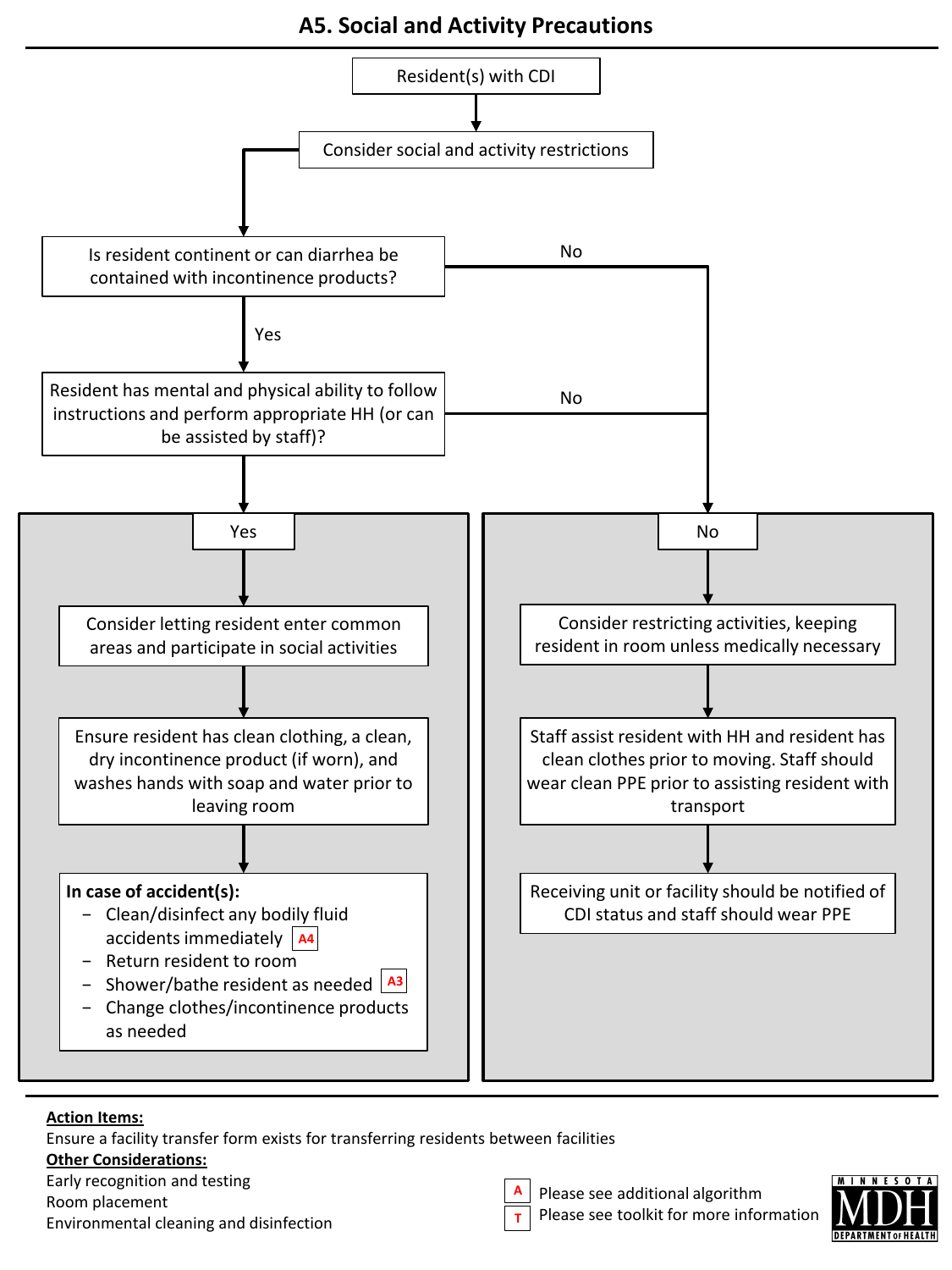# A5. Social and Activity Precautions

Resident(s) with CDI

Consider social and activity restrictions

Is resident continent or can diarrhea be contained with incontinence products?

- No → see **No** branch
- Yes → Resident has mental and physical ability to follow instructions and perform appropriate HH (or can be assisted by staff)?
  - No → see **No** branch
  - Yes → see **Yes** branch

**Yes**

- Consider letting resident enter common areas and participate in social activities
- Ensure resident has clean clothing, a clean, dry incontinence product (if worn), and washes hands with soap and water prior to leaving room
- **In case of accident(s):**
  - Clean/disinfect any bodily fluid accidents immediately A4
  - Return resident to room
  - Shower/bathe resident as needed A3
  - Change clothes/incontinence products as needed

**No**

- Consider restricting activities, keeping resident in room unless medically necessary
- Staff assist resident with HH and resident has clean clothes prior to moving. Staff should wear clean PPE prior to assisting resident with transport
- Receiving unit or facility should be notified of CDI status and staff should wear PPE

**Action Items:**

Ensure a facility transfer form exists for transferring residents between facilities

**Other Considerations:**

Early recognition and testing

Room placement

Environmental cleaning and disinfection

A Please see additional algorithm

T Please see toolkit for more information

MINNESOTA MDH DEPARTMENT of HEALTH